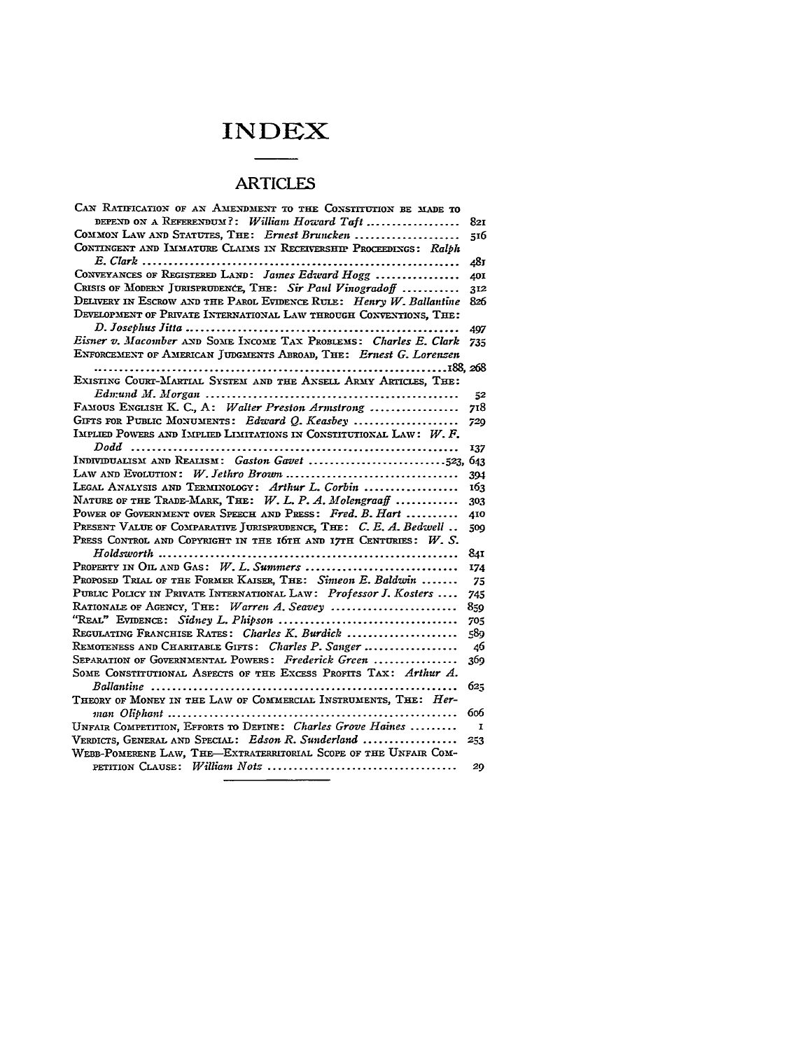# INDEX

## ARTICLES

Can Ratification of an Amendment to the Constitution be made to depend on a Referendum?: *William Howard Taft* .................. 821

Common Law and Statutes, The: *Ernest Bruncken* .................. 516

Contingent and Immature Claims in Receivership Proceedings: *Ralph E. Clark* .................. 481

Conveyances of Registered Land: *James Edward Hogg* .................. 401

Crisis of Modern Jurisprudence, The: *Sir Paul Vinogradoff* .................. 312

Delivery in Escrow and the Parol Evidence Rule: *Henry W. Ballantine* 826

Development of Private International Law through Conventions, The: *D. Josephus Jitta* .................. 497

*Eisner v. Macomber* and Some Income Tax Problems: *Charles E. Clark* 735

Enforcement of American Judgments Abroad, The: *Ernest G. Lorenzen* .................. 188, 268

Existing Court-Martial System and the Ansell Army Articles, The: *Edmund M. Morgan* .................. 52

Famous English K. C., A: *Walter Preston Armstrong* .................. 718

Gifts for Public Monuments: *Edward Q. Keasbey* .................. 729

Implied Powers and Implied Limitations in Constitutional Law: *W. F. Dodd* .................. 137

Individualism and Realism: *Gaston Gavet* .................. 523, 643

Law and Evolution: *W. Jethro Brown* .................. 394

Legal Analysis and Terminology: *Arthur L. Corbin* .................. 163

Nature of the Trade-Mark, The: *W. L. P. A. Molengraaff* .................. 303

Power of Government over Speech and Press: *Fred. B. Hart* .................. 410

Present Value of Comparative Jurisprudence, The: *C. E. A. Bedwell* .. 509

Press Control and Copyright in the 16th and 17th Centuries: *W. S. Holdsworth* .................. 841

Property in Oil and Gas: *W. L. Summers* .................. 174

Proposed Trial of the Former Kaiser, The: *Simeon E. Baldwin* .................. 75

Public Policy in Private International Law: *Professor J. Kosters* .... 745

Rationale of Agency, The: *Warren A. Seavey* .................. 859

"Real" Evidence: *Sidney L. Phipson* .................. 705

Regulating Franchise Rates: *Charles K. Burdick* .................. 589

Remoteness and Charitable Gifts: *Charles P. Sanger* .................. 46

Separation of Governmental Powers: *Frederick Green* .................. 369

Some Constitutional Aspects of the Excess Profits Tax: *Arthur A. Ballantine* .................. 625

Theory of Money in the Law of Commercial Instruments, The: *Herman Oliphant* .................. 606

Unfair Competition, Efforts to Define: *Charles Grove Haines* .................. 1

Verdicts, General and Special: *Edson R. Sunderland* .................. 253

Webb-Pomerene Law, The—Extraterritorial Scope of the Unfair Competition Clause: *William Notz* .................. 29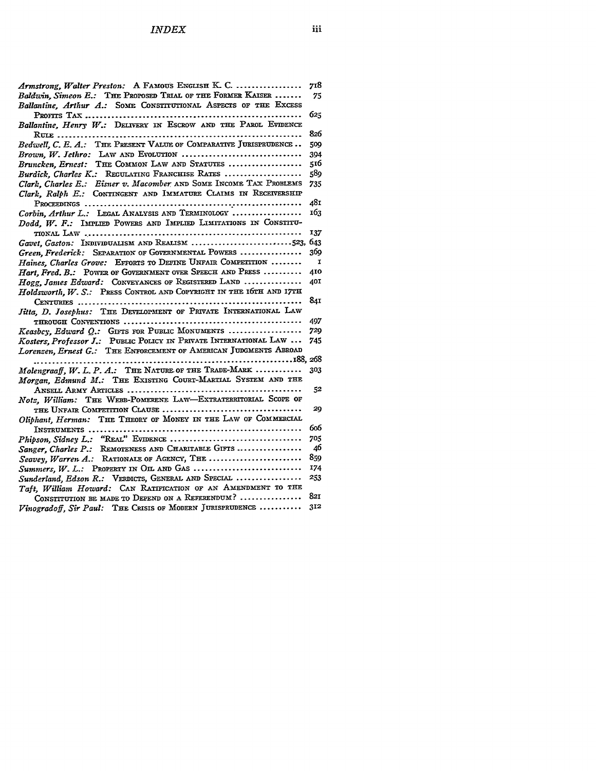# INDEX

*Armstrong, Walter Preston:* A Famous English K. C. .................. 718
*Baldwin, Simeon E.:* The Proposed Trial of the Former Kaiser ....... 75
*Ballantine, Arthur A.:* Some Constitutional Aspects of the Excess Profits Tax ........................................................ 625
*Ballantine, Henry W.:* Delivery in Escrow and the Parol Evidence Rule ............................................................... 826
*Bedwell, C. E. A.:* The Present Value of Comparative Jurisprudence .. 509
*Brown, W. Jethro:* Law and Evolution ............................... 394
*Bruncken, Ernest:* The Common Law and Statutes .................... 516
*Burdick, Charles K.:* Regulating Franchise Rates .................... 589
*Clark, Charles E.:* *Eisner v. Macomber* and Some Income Tax Problems 735
*Clark, Ralph E.:* Contingent and Immature Claims in Receivership Proceedings ..................................................... 481
*Corbin, Arthur L.:* Legal Analysis and Terminology .................. 163
*Dodd, W. F.:* Implied Powers and Implied Limitations in Constitutional Law ..................................................... 137
*Gavet, Gaston:* Individualism and Realism ........................ 523, 643
*Green, Frederick:* Separation of Governmental Powers ................ 369
*Haines, Charles Grove:* Efforts to Define Unfair Competition ........ 1
*Hart, Fred. B.:* Power of Government over Speech and Press .......... 410
*Hogg, James Edward:* Conveyances of Registered Land ................ 401
*Holdsworth, W. S.:* Press Control and Copyright in the 16th and 17th Centuries ....................................................... 841
*Jitta, D. Josephus:* The Development of Private International Law through Conventions ............................................ 497
*Keasbey, Edward Q.:* Gifts for Public Monuments .................... 729
*Kosters, Professor J.:* Public Policy in Private International Law ... 745
*Lorenzen, Ernest G.:* The Enforcement of American Judgments Abroad ................................................................ 188, 268
*Molengraaff, W. L. P. A.:* The Nature of the Trade-Mark ............ 303
*Morgan, Edmund M.:* The Existing Court-Martial System and the Ansell Army Articles ............................................... 52
*Notz, William:* The Webb-Pomerene Law—Extraterritorial Scope of the Unfair Competition Clause ..................................... 29
*Oliphant, Herman:* The Theory of Money in the Law of Commercial Instruments .................................................... 606
*Phipson, Sidney L.:* "Real" Evidence ................................ 705
*Sanger, Charles P.:* Remoteness and Charitable Gifts ................. 46
*Seavey, Warren A.:* Rationale of Agency, The ........................ 859
*Summers, W. L.:* Property in Oil and Gas ............................ 174
*Sunderland, Edson R.:* Verdicts, General and Special ................. 253
*Taft, William Howard:* Can Ratification of an Amendment to the Constitution be Made to Depend on a Referendum? ................ 821
*Vinogradoff, Sir Paul:* The Crisis of Modern Jurisprudence ........... 312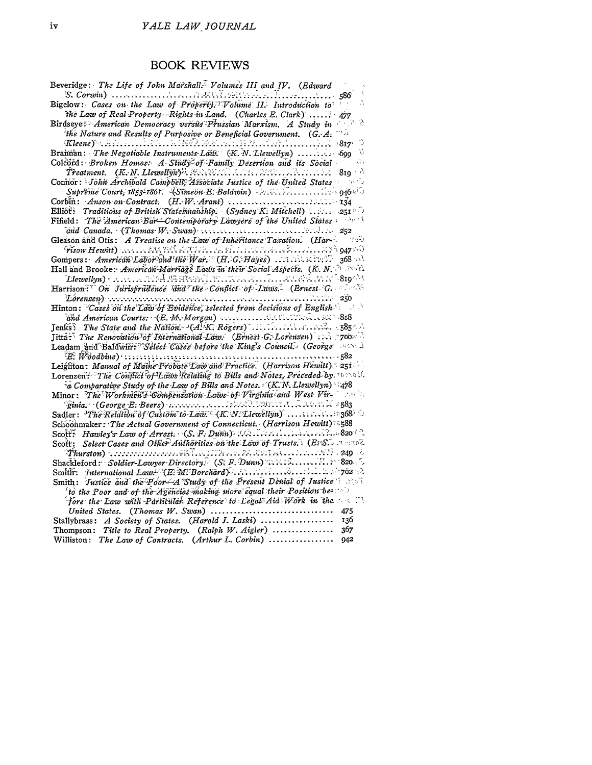## BOOK REVIEWS

Beveridge: *The Life of John Marshall. Volumes III and IV.* (*Edward S. Corwin*) ........ 586

Bigelow: *Cases on the Law of Property. Volume II. Introduction to the Law of Real Property—Rights in Land.* (*Charles E. Clark*) ........ 477

Birdseye: *American Democracy versus Prussian Marxism. A Study in the Nature and Results of Purposive or Beneficial Government.* (*G. A. Kleene*) ........ 817

Brannan: *The Negotiable Instruments Law.* (*K. N. Llewellyn*) ........ 699

Colcord: *Broken Homes: A Study of Family Desertion and its Social Treatment.* (*K. N. Llewellyn*) ........ 819

Connor: *John Archibald Campbell, Associate Justice of the United States Supreme Court, 1853-1861.* (*Simeon E. Baldwin*) ........ 946

Corbin: *Anson on Contract.* (*H. W. Arant*) ........ 134

Elliot: *Traditions of British Statesmanship.* (*Sydney K. Mitchell*) ........ 251

Fifield: *The American Bar—Contemporary Lawyers of the United States and Canada.* (*Thomas W. Swan*) ........ 252

Gleason and Otis: *A Treatise on the Law of Inheritance Taxation.* (*Harrison Hewitt*) ........ 947

Gompers: *American Labor and the War.* (*H. G. Hayes*) ........ 368

Hall and Brooke: *American Marriage Laws in their Social Aspects.* (*K. N. Llewellyn*) ........ 819

Harrison: *On Jurisprudence and the Conflict of Laws.* (*Ernest G. Lorenzen*) ........ 250

Hinton: *Cases on the Law of Evidence, selected from decisions of English and American Courts.* (*E. M. Morgan*) ........ 818

Jenks: *The State and the Nation.* (*A. K. Rogers*) ........ 585

Jitta: *The Renovation of International Law.* (*Ernest G. Lorenzen*) ........ 700

Leadam and Baldwin: *Select Cases before the King's Council.* (*George E. Woodbine*) ........ 582

Leighton: *Manual of Maine Probate Law and Practice.* (*Harrison Hewitt*) ........ 251

Lorenzen: *The Conflict of Laws Relating to Bills and Notes, Preceded by a Comparative Study of the Law of Bills and Notes.* (*K. N. Llewellyn*) ........ 478

Minor: *The Workmen's Compensation Laws of Virginia and West Virginia.* (*George E. Beers*) ........ 583

Sadler: *The Relation of Custom to Law.* (*K. N. Llewellyn*) ........ 368

Schoonmaker: *The Actual Government of Connecticut.* (*Harrison Hewitt*) ........ 588

Scott: *Hawley's Law of Arrest.* (*S. F. Dunn*) ........ 820

Scott: *Select Cases and Other Authorities on the Law of Trusts.* (*E. S. Thurston*) ........ 249

Shackleford: *Soldier-Lawyer Directory.* (*S. F. Dunn*) ........ 820

Smith: *International Law.* (*E. M. Borchard*) ........ 702

Smith: *Justice and the Poor—A Study of the Present Denial of Justice to the Poor and of the Agencies making more equal their Position before the Law with Particular Reference to Legal Aid Work in the United States.* (*Thomas W. Swan*) ........ 475

Stallybrass: *A Society of States.* (*Harold J. Laski*) ........ 136

Thompson: *Title to Real Property.* (*Ralph W. Aigler*) ........ 367

Williston: *The Law of Contracts.* (*Arthur L. Corbin*) ........ 942